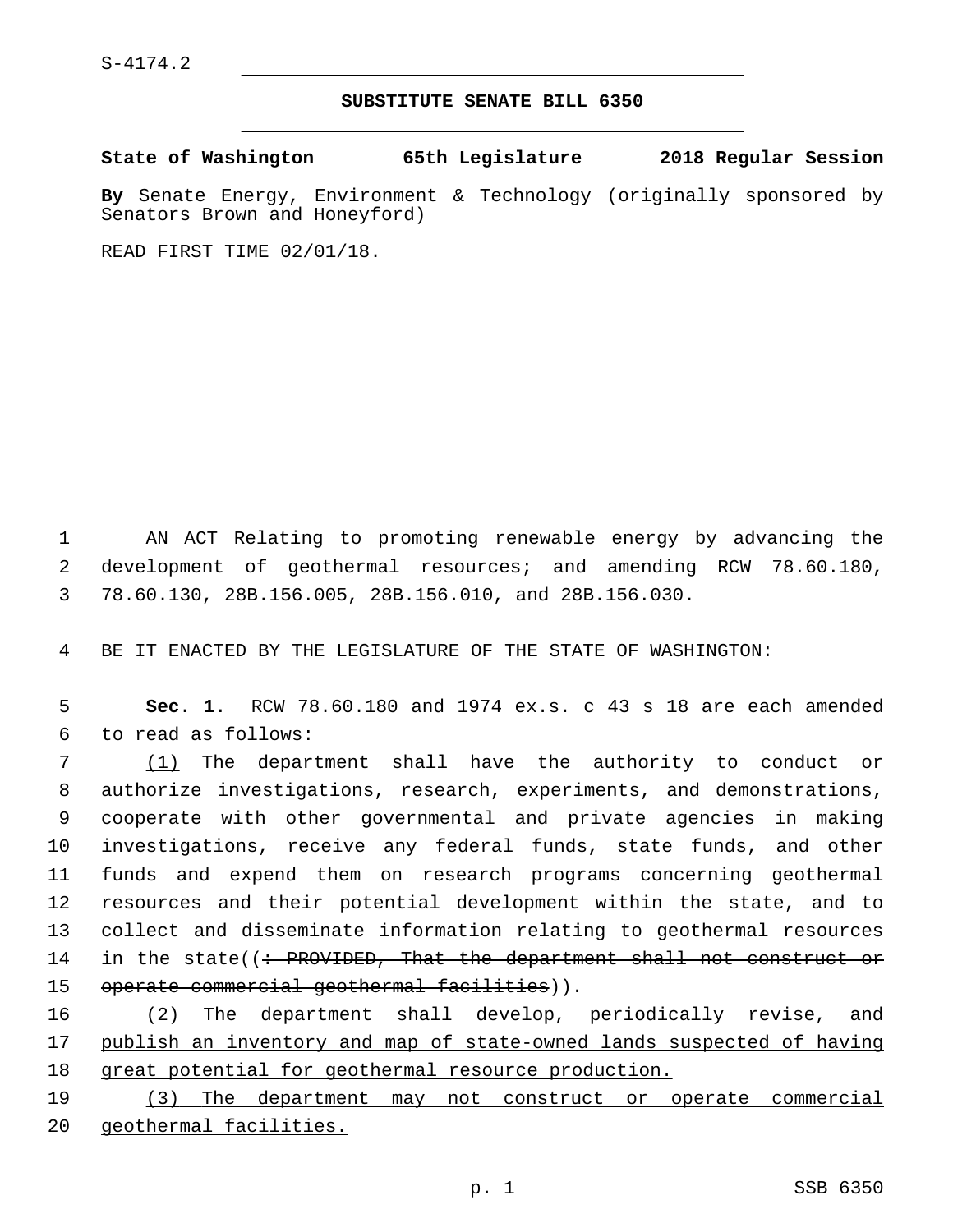S-4174.2

## SUBSTITUTE SENATE BILL 6350

**State of Washington 65th Legislature 2018 Regular Session**

**By** Senate Energy, Environment & Technology (originally sponsored by Senators Brown and Honeyford)

READ FIRST TIME 02/01/18.

AN ACT Relating to promoting renewable energy by advancing the development of geothermal resources; and amending RCW 78.60.180, 78.60.130, 28B.156.005, 28B.156.010, and 28B.156.030.

BE IT ENACTED BY THE LEGISLATURE OF THE STATE OF WASHINGTON:

**Sec. 1.** RCW 78.60.180 and 1974 ex.s. c 43 s 18 are each amended to read as follows:

(1) The department shall have the authority to conduct or authorize investigations, research, experiments, and demonstrations, cooperate with other governmental and private agencies in making investigations, receive any federal funds, state funds, and other funds and expend them on research programs concerning geothermal resources and their potential development within the state, and to collect and disseminate information relating to geothermal resources in the state((~~: PROVIDED, That the department shall not construct or operate commercial geothermal facilities~~)).

(2) The department shall develop, periodically revise, and publish an inventory and map of state-owned lands suspected of having great potential for geothermal resource production.

(3) The department may not construct or operate commercial geothermal facilities.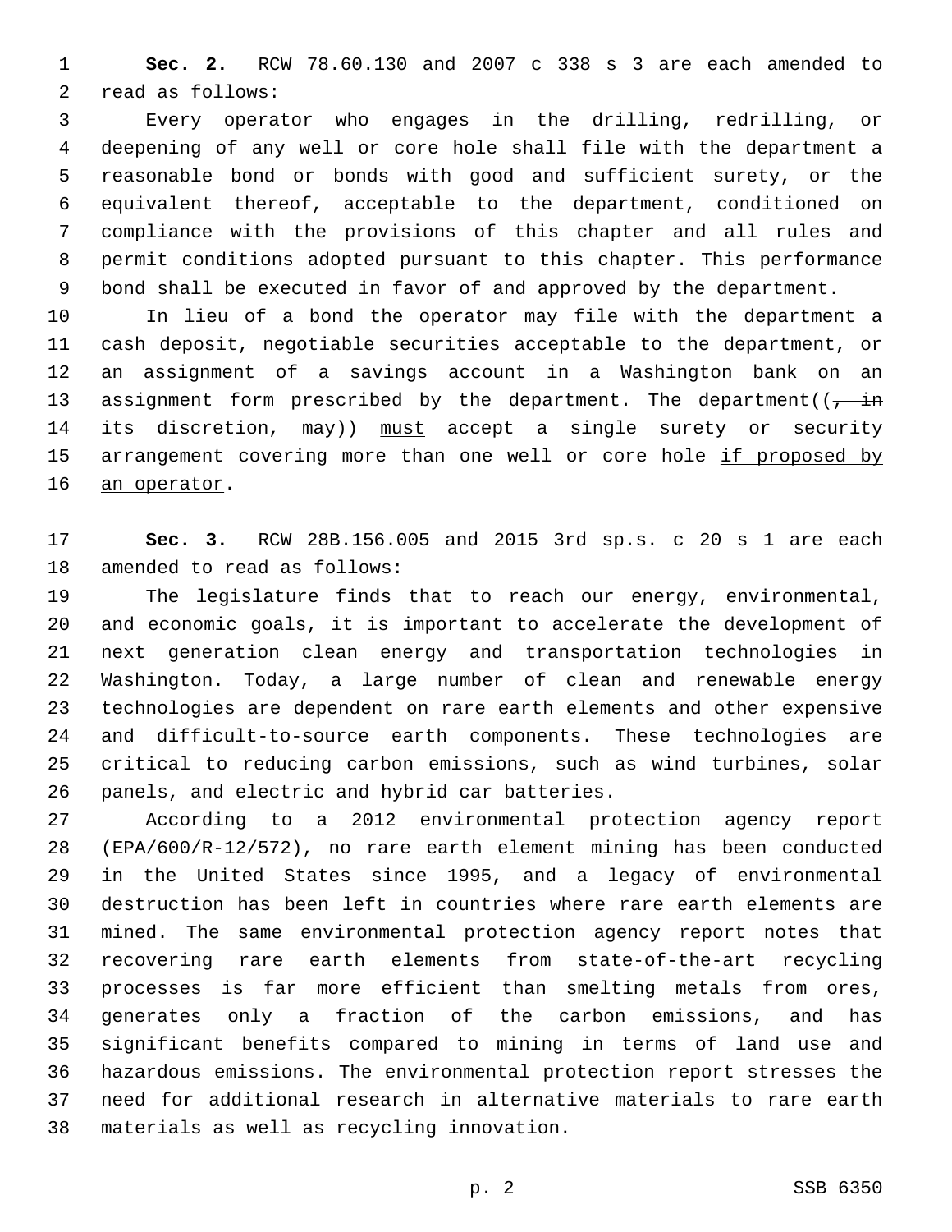**Sec. 2.** RCW 78.60.130 and 2007 c 338 s 3 are each amended to read as follows:

Every operator who engages in the drilling, redrilling, or deepening of any well or core hole shall file with the department a reasonable bond or bonds with good and sufficient surety, or the equivalent thereof, acceptable to the department, conditioned on compliance with the provisions of this chapter and all rules and permit conditions adopted pursuant to this chapter. This performance bond shall be executed in favor of and approved by the department.

In lieu of a bond the operator may file with the department a cash deposit, negotiable securities acceptable to the department, or an assignment of a savings account in a Washington bank on an assignment form prescribed by the department. The department((~~, in its discretion, may~~)) <u>must</u> accept a single surety or security arrangement covering more than one well or core hole <u>if proposed by an operator</u>.

**Sec. 3.** RCW 28B.156.005 and 2015 3rd sp.s. c 20 s 1 are each amended to read as follows:

The legislature finds that to reach our energy, environmental, and economic goals, it is important to accelerate the development of next generation clean energy and transportation technologies in Washington. Today, a large number of clean and renewable energy technologies are dependent on rare earth elements and other expensive and difficult-to-source earth components. These technologies are critical to reducing carbon emissions, such as wind turbines, solar panels, and electric and hybrid car batteries.

According to a 2012 environmental protection agency report (EPA/600/R-12/572), no rare earth element mining has been conducted in the United States since 1995, and a legacy of environmental destruction has been left in countries where rare earth elements are mined. The same environmental protection agency report notes that recovering rare earth elements from state-of-the-art recycling processes is far more efficient than smelting metals from ores, generates only a fraction of the carbon emissions, and has significant benefits compared to mining in terms of land use and hazardous emissions. The environmental protection report stresses the need for additional research in alternative materials to rare earth materials as well as recycling innovation.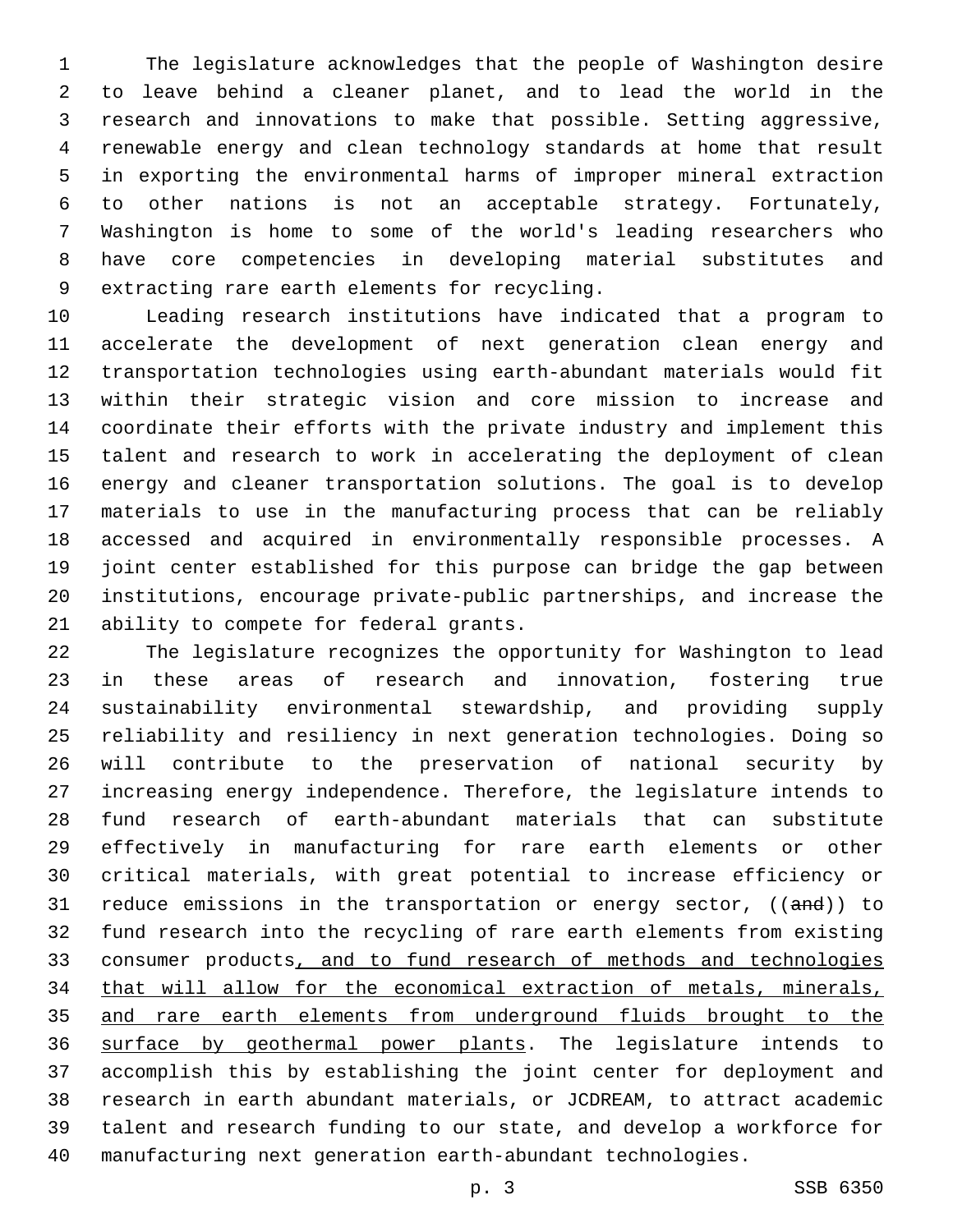The legislature acknowledges that the people of Washington desire to leave behind a cleaner planet, and to lead the world in the research and innovations to make that possible. Setting aggressive, renewable energy and clean technology standards at home that result in exporting the environmental harms of improper mineral extraction to other nations is not an acceptable strategy. Fortunately, Washington is home to some of the world's leading researchers who have core competencies in developing material substitutes and extracting rare earth elements for recycling.

Leading research institutions have indicated that a program to accelerate the development of next generation clean energy and transportation technologies using earth-abundant materials would fit within their strategic vision and core mission to increase and coordinate their efforts with the private industry and implement this talent and research to work in accelerating the deployment of clean energy and cleaner transportation solutions. The goal is to develop materials to use in the manufacturing process that can be reliably accessed and acquired in environmentally responsible processes. A joint center established for this purpose can bridge the gap between institutions, encourage private-public partnerships, and increase the ability to compete for federal grants.

The legislature recognizes the opportunity for Washington to lead in these areas of research and innovation, fostering true sustainability environmental stewardship, and providing supply reliability and resiliency in next generation technologies. Doing so will contribute to the preservation of national security by increasing energy independence. Therefore, the legislature intends to fund research of earth-abundant materials that can substitute effectively in manufacturing for rare earth elements or other critical materials, with great potential to increase efficiency or reduce emissions in the transportation or energy sector, ((~~and~~)) to fund research into the recycling of rare earth elements from existing consumer products<u>, and to fund research of methods and technologies that will allow for the economical extraction of metals, minerals, and rare earth elements from underground fluids brought to the surface by geothermal power plants</u>. The legislature intends to accomplish this by establishing the joint center for deployment and research in earth abundant materials, or JCDREAM, to attract academic talent and research funding to our state, and develop a workforce for manufacturing next generation earth-abundant technologies.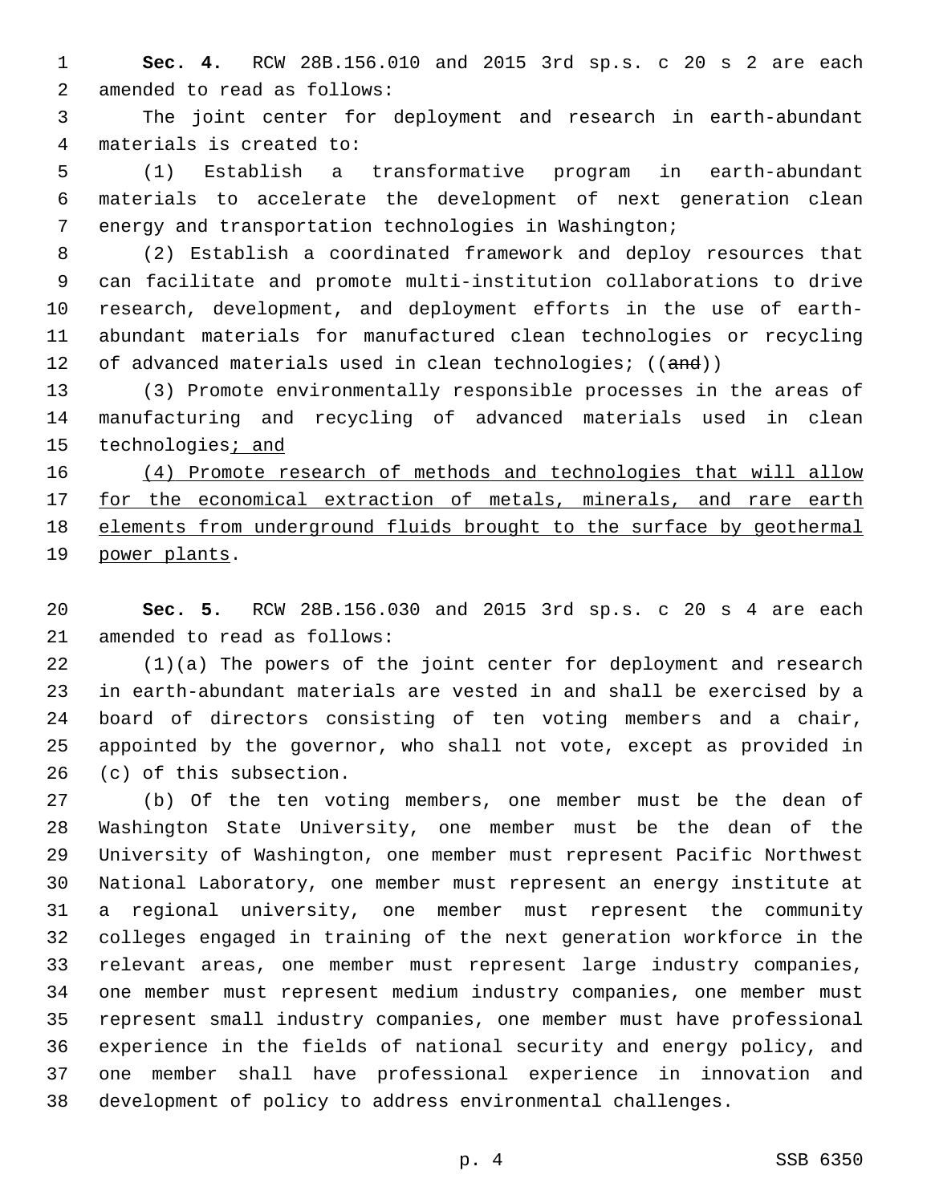**Sec. 4.** RCW 28B.156.010 and 2015 3rd sp.s. c 20 s 2 are each amended to read as follows:

The joint center for deployment and research in earth-abundant materials is created to:

(1) Establish a transformative program in earth-abundant materials to accelerate the development of next generation clean energy and transportation technologies in Washington;

(2) Establish a coordinated framework and deploy resources that can facilitate and promote multi-institution collaborations to drive research, development, and deployment efforts in the use of earth-abundant materials for manufactured clean technologies or recycling of advanced materials used in clean technologies; ((~~and~~))

(3) Promote environmentally responsible processes in the areas of manufacturing and recycling of advanced materials used in clean technologies<u>; and</u>

<u>(4) Promote research of methods and technologies that will allow for the economical extraction of metals, minerals, and rare earth elements from underground fluids brought to the surface by geothermal power plants</u>.

**Sec. 5.** RCW 28B.156.030 and 2015 3rd sp.s. c 20 s 4 are each amended to read as follows:

(1)(a) The powers of the joint center for deployment and research in earth-abundant materials are vested in and shall be exercised by a board of directors consisting of ten voting members and a chair, appointed by the governor, who shall not vote, except as provided in (c) of this subsection.

(b) Of the ten voting members, one member must be the dean of Washington State University, one member must be the dean of the University of Washington, one member must represent Pacific Northwest National Laboratory, one member must represent an energy institute at a regional university, one member must represent the community colleges engaged in training of the next generation workforce in the relevant areas, one member must represent large industry companies, one member must represent medium industry companies, one member must represent small industry companies, one member must have professional experience in the fields of national security and energy policy, and one member shall have professional experience in innovation and development of policy to address environmental challenges.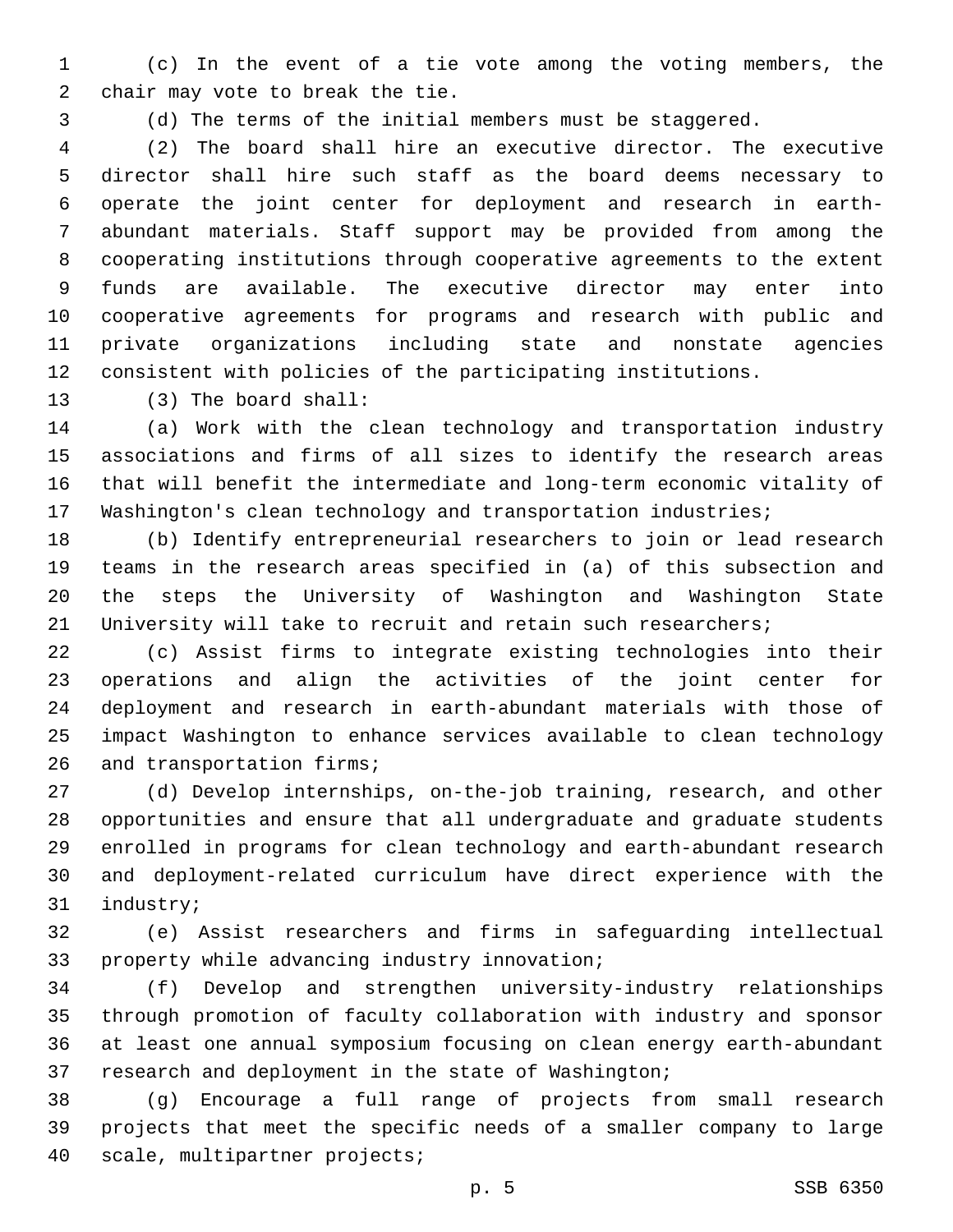(c) In the event of a tie vote among the voting members, the chair may vote to break the tie.

(d) The terms of the initial members must be staggered.

(2) The board shall hire an executive director. The executive director shall hire such staff as the board deems necessary to operate the joint center for deployment and research in earth-abundant materials. Staff support may be provided from among the cooperating institutions through cooperative agreements to the extent funds are available. The executive director may enter into cooperative agreements for programs and research with public and private organizations including state and nonstate agencies consistent with policies of the participating institutions.

(3) The board shall:

(a) Work with the clean technology and transportation industry associations and firms of all sizes to identify the research areas that will benefit the intermediate and long-term economic vitality of Washington's clean technology and transportation industries;

(b) Identify entrepreneurial researchers to join or lead research teams in the research areas specified in (a) of this subsection and the steps the University of Washington and Washington State University will take to recruit and retain such researchers;

(c) Assist firms to integrate existing technologies into their operations and align the activities of the joint center for deployment and research in earth-abundant materials with those of impact Washington to enhance services available to clean technology and transportation firms;

(d) Develop internships, on-the-job training, research, and other opportunities and ensure that all undergraduate and graduate students enrolled in programs for clean technology and earth-abundant research and deployment-related curriculum have direct experience with the industry;

(e) Assist researchers and firms in safeguarding intellectual property while advancing industry innovation;

(f) Develop and strengthen university-industry relationships through promotion of faculty collaboration with industry and sponsor at least one annual symposium focusing on clean energy earth-abundant research and deployment in the state of Washington;

(g) Encourage a full range of projects from small research projects that meet the specific needs of a smaller company to large scale, multipartner projects;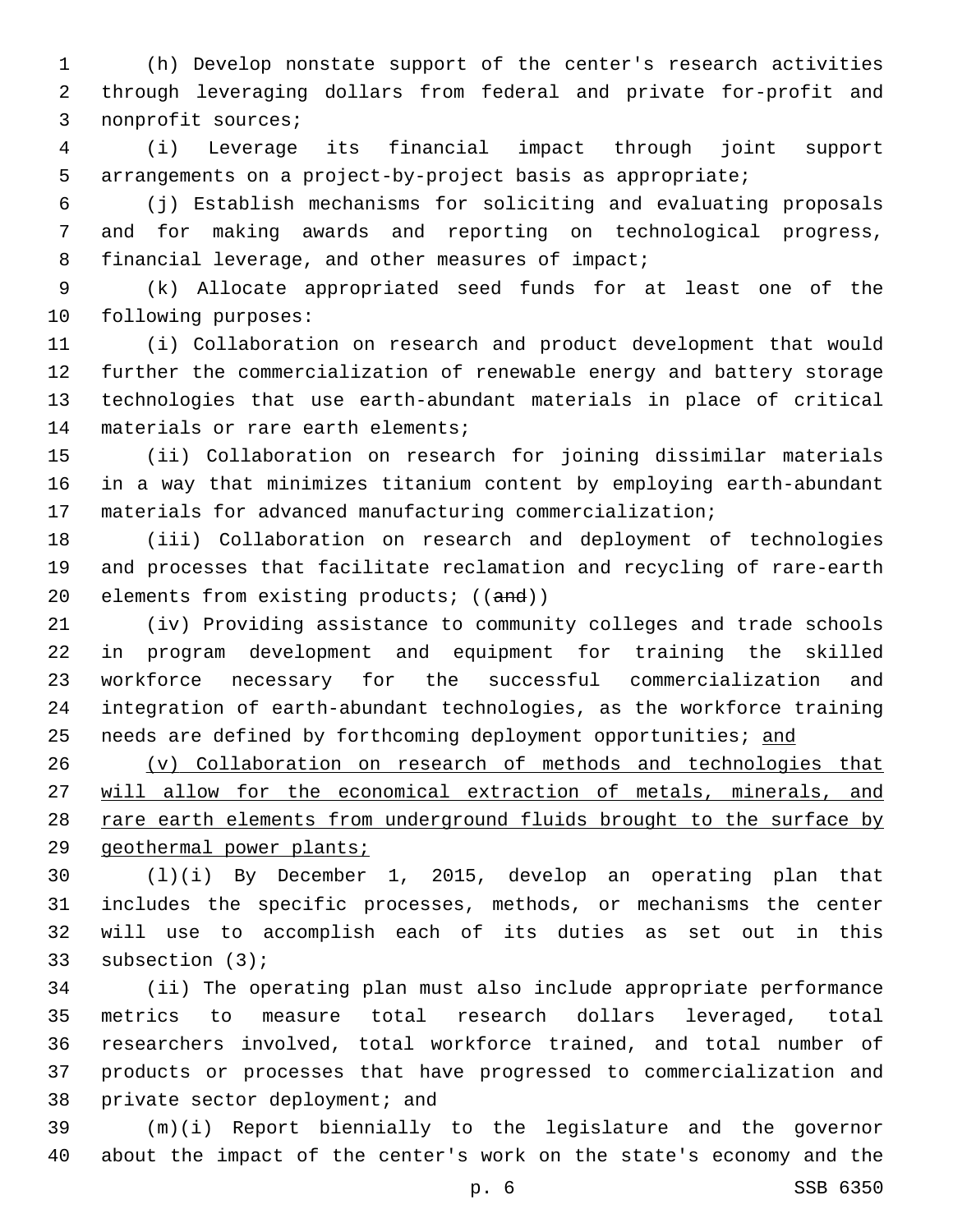(h) Develop nonstate support of the center's research activities through leveraging dollars from federal and private for-profit and nonprofit sources;

(i) Leverage its financial impact through joint support arrangements on a project-by-project basis as appropriate;

(j) Establish mechanisms for soliciting and evaluating proposals and for making awards and reporting on technological progress, financial leverage, and other measures of impact;

(k) Allocate appropriated seed funds for at least one of the following purposes:

(i) Collaboration on research and product development that would further the commercialization of renewable energy and battery storage technologies that use earth-abundant materials in place of critical materials or rare earth elements;

(ii) Collaboration on research for joining dissimilar materials in a way that minimizes titanium content by employing earth-abundant materials for advanced manufacturing commercialization;

(iii) Collaboration on research and deployment of technologies and processes that facilitate reclamation and recycling of rare-earth elements from existing products; ((~~and~~))

(iv) Providing assistance to community colleges and trade schools in program development and equipment for training the skilled workforce necessary for the successful commercialization and integration of earth-abundant technologies, as the workforce training needs are defined by forthcoming deployment opportunities; <u>and</u>

<u>(v) Collaboration on research of methods and technologies that will allow for the economical extraction of metals, minerals, and rare earth elements from underground fluids brought to the surface by geothermal power plants;</u>

(l)(i) By December 1, 2015, develop an operating plan that includes the specific processes, methods, or mechanisms the center will use to accomplish each of its duties as set out in this subsection (3);

(ii) The operating plan must also include appropriate performance metrics to measure total research dollars leveraged, total researchers involved, total workforce trained, and total number of products or processes that have progressed to commercialization and private sector deployment; and

(m)(i) Report biennially to the legislature and the governor about the impact of the center's work on the state's economy and the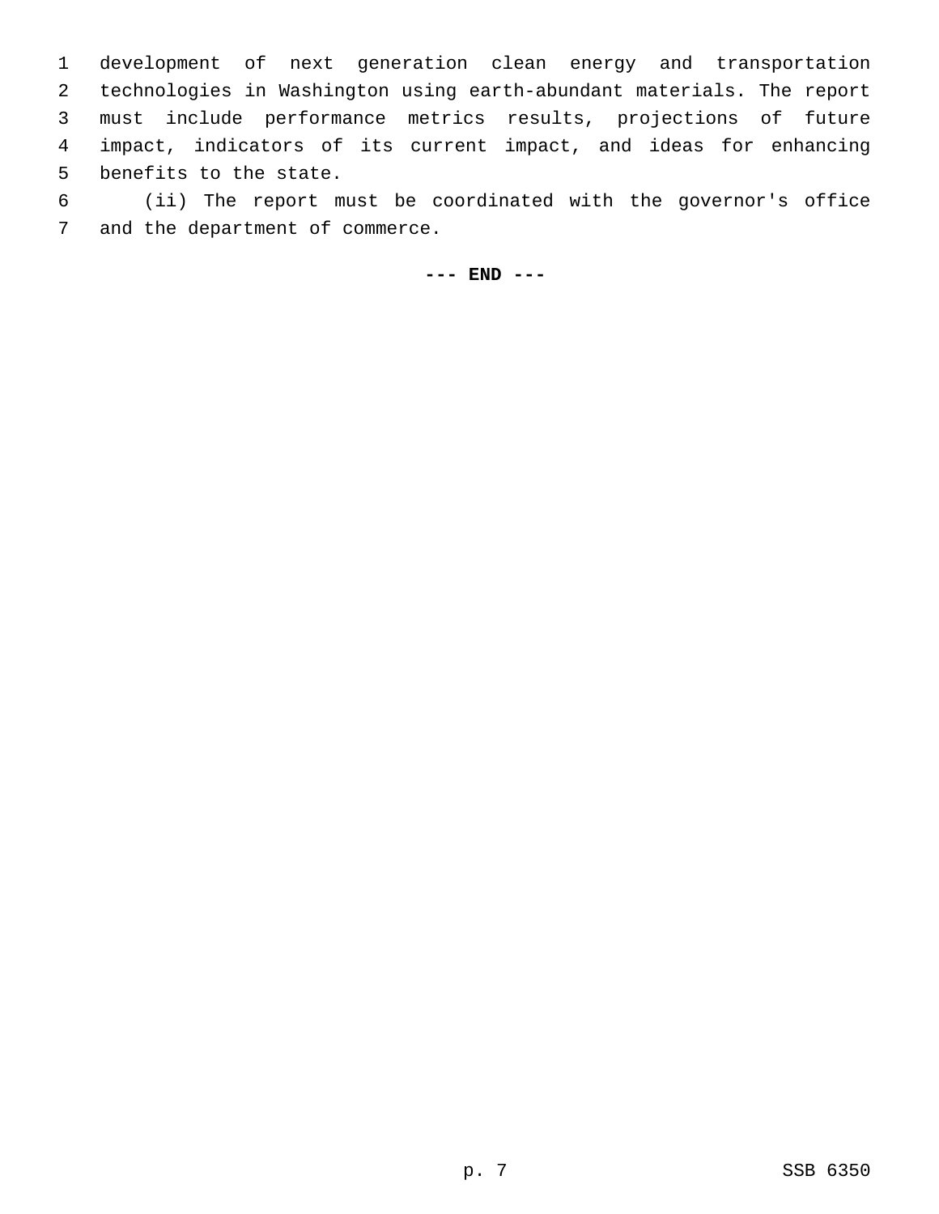development of next generation clean energy and transportation technologies in Washington using earth-abundant materials. The report must include performance metrics results, projections of future impact, indicators of its current impact, and ideas for enhancing benefits to the state.

(ii) The report must be coordinated with the governor's office and the department of commerce.

**--- END ---**